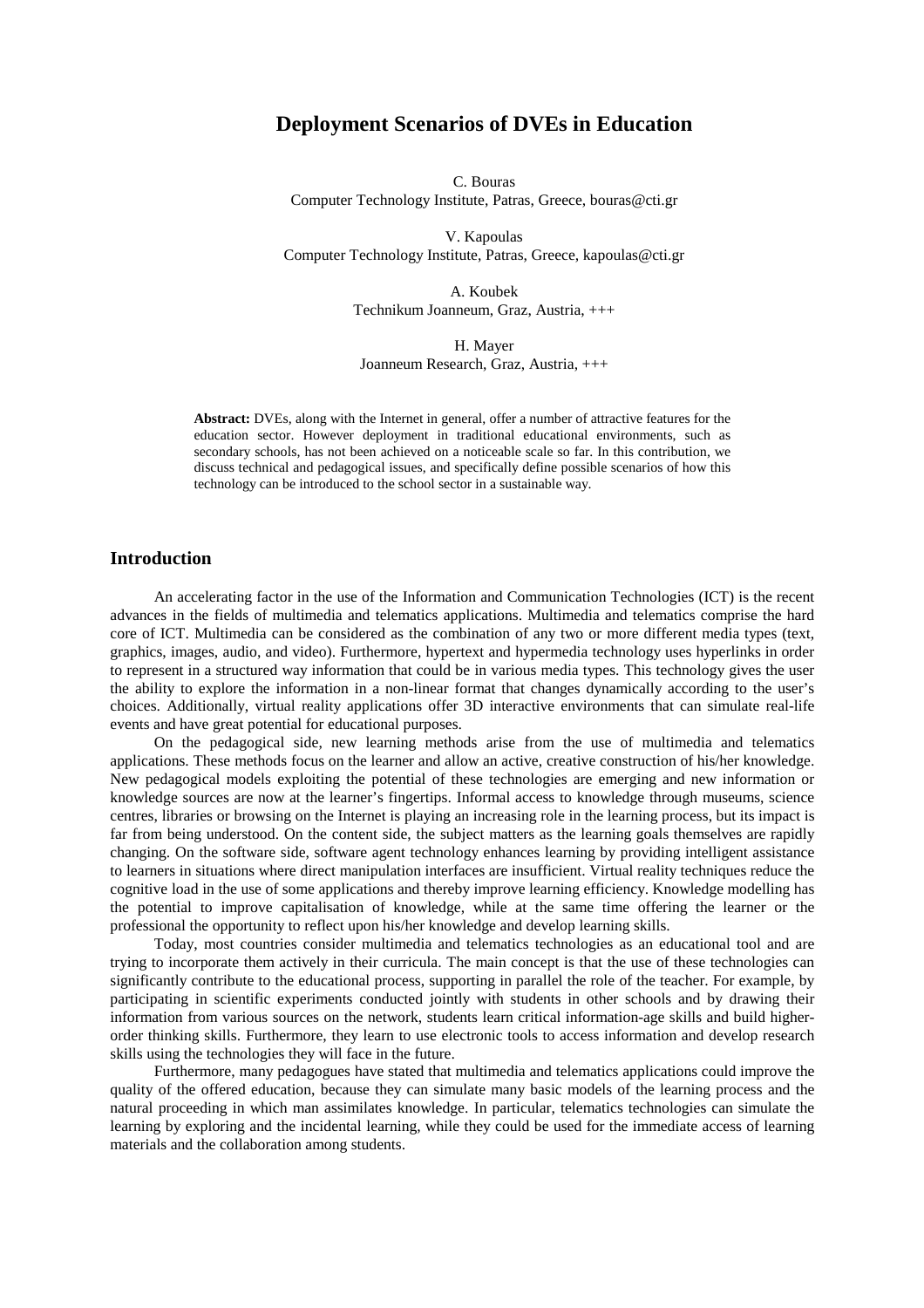# Deployment Scenarios of DVEs in Education

C. Bouras
Computer Technology Institute, Patras, Greece, bouras@cti.gr

V. Kapoulas
Computer Technology Institute, Patras, Greece, kapoulas@cti.gr

A. Koubek
Technikum Joanneum, Graz, Austria, +++

H. Mayer
Joanneum Research, Graz, Austria, +++

**Abstract:** DVEs, along with the Internet in general, offer a number of attractive features for the education sector. However deployment in traditional educational environments, such as secondary schools, has not been achieved on a noticeable scale so far. In this contribution, we discuss technical and pedagogical issues, and specifically define possible scenarios of how this technology can be introduced to the school sector in a sustainable way.

## Introduction

An accelerating factor in the use of the Information and Communication Technologies (ICT) is the recent advances in the fields of multimedia and telematics applications. Multimedia and telematics comprise the hard core of ICT. Multimedia can be considered as the combination of any two or more different media types (text, graphics, images, audio, and video). Furthermore, hypertext and hypermedia technology uses hyperlinks in order to represent in a structured way information that could be in various media types. This technology gives the user the ability to explore the information in a non-linear format that changes dynamically according to the user's choices. Additionally, virtual reality applications offer 3D interactive environments that can simulate real-life events and have great potential for educational purposes.

On the pedagogical side, new learning methods arise from the use of multimedia and telematics applications. These methods focus on the learner and allow an active, creative construction of his/her knowledge. New pedagogical models exploiting the potential of these technologies are emerging and new information or knowledge sources are now at the learner's fingertips. Informal access to knowledge through museums, science centres, libraries or browsing on the Internet is playing an increasing role in the learning process, but its impact is far from being understood. On the content side, the subject matters as the learning goals themselves are rapidly changing. On the software side, software agent technology enhances learning by providing intelligent assistance to learners in situations where direct manipulation interfaces are insufficient. Virtual reality techniques reduce the cognitive load in the use of some applications and thereby improve learning efficiency. Knowledge modelling has the potential to improve capitalisation of knowledge, while at the same time offering the learner or the professional the opportunity to reflect upon his/her knowledge and develop learning skills.

Today, most countries consider multimedia and telematics technologies as an educational tool and are trying to incorporate them actively in their curricula. The main concept is that the use of these technologies can significantly contribute to the educational process, supporting in parallel the role of the teacher. For example, by participating in scientific experiments conducted jointly with students in other schools and by drawing their information from various sources on the network, students learn critical information-age skills and build higher-order thinking skills. Furthermore, they learn to use electronic tools to access information and develop research skills using the technologies they will face in the future.

Furthermore, many pedagogues have stated that multimedia and telematics applications could improve the quality of the offered education, because they can simulate many basic models of the learning process and the natural proceeding in which man assimilates knowledge. In particular, telematics technologies can simulate the learning by exploring and the incidental learning, while they could be used for the immediate access of learning materials and the collaboration among students.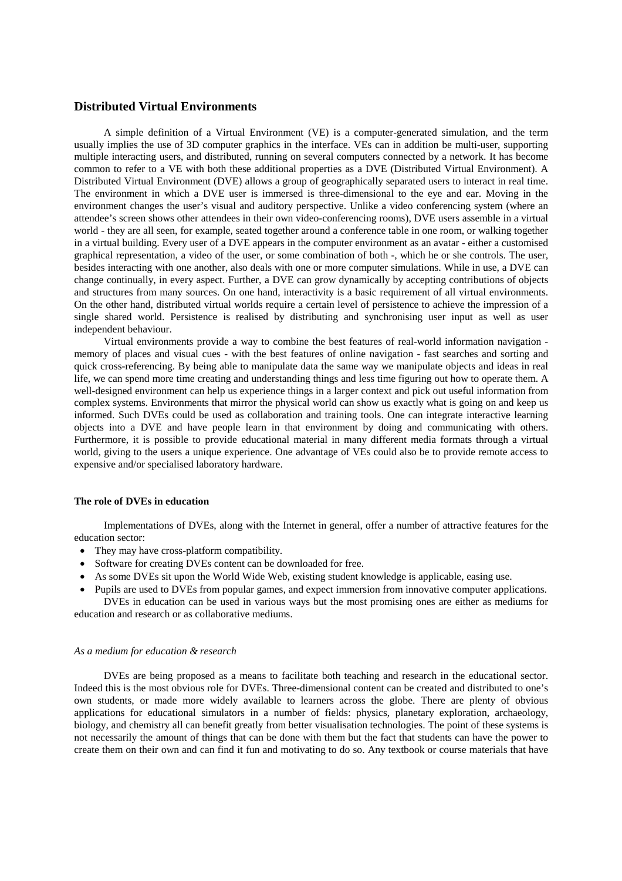## Distributed Virtual Environments

A simple definition of a Virtual Environment (VE) is a computer-generated simulation, and the term usually implies the use of 3D computer graphics in the interface. VEs can in addition be multi-user, supporting multiple interacting users, and distributed, running on several computers connected by a network. It has become common to refer to a VE with both these additional properties as a DVE (Distributed Virtual Environment). A Distributed Virtual Environment (DVE) allows a group of geographically separated users to interact in real time. The environment in which a DVE user is immersed is three-dimensional to the eye and ear. Moving in the environment changes the user's visual and auditory perspective. Unlike a video conferencing system (where an attendee's screen shows other attendees in their own video-conferencing rooms), DVE users assemble in a virtual world - they are all seen, for example, seated together around a conference table in one room, or walking together in a virtual building. Every user of a DVE appears in the computer environment as an avatar - either a customised graphical representation, a video of the user, or some combination of both -, which he or she controls. The user, besides interacting with one another, also deals with one or more computer simulations. While in use, a DVE can change continually, in every aspect. Further, a DVE can grow dynamically by accepting contributions of objects and structures from many sources. On one hand, interactivity is a basic requirement of all virtual environments. On the other hand, distributed virtual worlds require a certain level of persistence to achieve the impression of a single shared world. Persistence is realised by distributing and synchronising user input as well as user independent behaviour.

Virtual environments provide a way to combine the best features of real-world information navigation - memory of places and visual cues - with the best features of online navigation - fast searches and sorting and quick cross-referencing. By being able to manipulate data the same way we manipulate objects and ideas in real life, we can spend more time creating and understanding things and less time figuring out how to operate them. A well-designed environment can help us experience things in a larger context and pick out useful information from complex systems. Environments that mirror the physical world can show us exactly what is going on and keep us informed. Such DVEs could be used as collaboration and training tools. One can integrate interactive learning objects into a DVE and have people learn in that environment by doing and communicating with others. Furthermore, it is possible to provide educational material in many different media formats through a virtual world, giving to the users a unique experience. One advantage of VEs could also be to provide remote access to expensive and/or specialised laboratory hardware.

### The role of DVEs in education

Implementations of DVEs, along with the Internet in general, offer a number of attractive features for the education sector:

- They may have cross-platform compatibility.
- Software for creating DVEs content can be downloaded for free.
- As some DVEs sit upon the World Wide Web, existing student knowledge is applicable, easing use.
- Pupils are used to DVEs from popular games, and expect immersion from innovative computer applications.

DVEs in education can be used in various ways but the most promising ones are either as mediums for education and research or as collaborative mediums.

#### *As a medium for education & research*

DVEs are being proposed as a means to facilitate both teaching and research in the educational sector. Indeed this is the most obvious role for DVEs. Three-dimensional content can be created and distributed to one's own students, or made more widely available to learners across the globe. There are plenty of obvious applications for educational simulators in a number of fields: physics, planetary exploration, archaeology, biology, and chemistry all can benefit greatly from better visualisation technologies. The point of these systems is not necessarily the amount of things that can be done with them but the fact that students can have the power to create them on their own and can find it fun and motivating to do so. Any textbook or course materials that have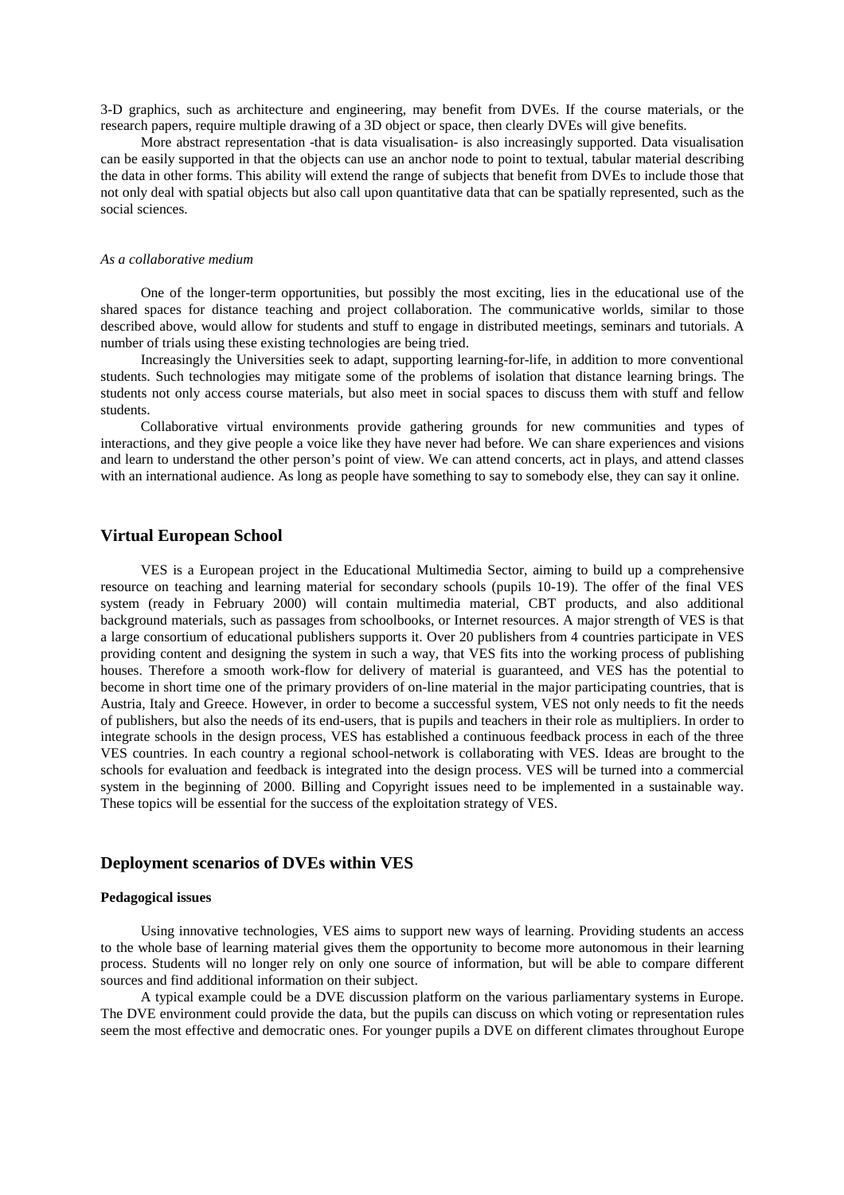3-D graphics, such as architecture and engineering, may benefit from DVEs. If the course materials, or the research papers, require multiple drawing of a 3D object or space, then clearly DVEs will give benefits.

More abstract representation -that is data visualisation- is also increasingly supported. Data visualisation can be easily supported in that the objects can use an anchor node to point to textual, tabular material describing the data in other forms. This ability will extend the range of subjects that benefit from DVEs to include those that not only deal with spatial objects but also call upon quantitative data that can be spatially represented, such as the social sciences.

*As a collaborative medium*

One of the longer-term opportunities, but possibly the most exciting, lies in the educational use of the shared spaces for distance teaching and project collaboration. The communicative worlds, similar to those described above, would allow for students and stuff to engage in distributed meetings, seminars and tutorials. A number of trials using these existing technologies are being tried.

Increasingly the Universities seek to adapt, supporting learning-for-life, in addition to more conventional students. Such technologies may mitigate some of the problems of isolation that distance learning brings. The students not only access course materials, but also meet in social spaces to discuss them with stuff and fellow students.

Collaborative virtual environments provide gathering grounds for new communities and types of interactions, and they give people a voice like they have never had before. We can share experiences and visions and learn to understand the other person's point of view. We can attend concerts, act in plays, and attend classes with an international audience. As long as people have something to say to somebody else, they can say it online.

## Virtual European School

VES is a European project in the Educational Multimedia Sector, aiming to build up a comprehensive resource on teaching and learning material for secondary schools (pupils 10-19). The offer of the final VES system (ready in February 2000) will contain multimedia material, CBT products, and also additional background materials, such as passages from schoolbooks, or Internet resources. A major strength of VES is that a large consortium of educational publishers supports it. Over 20 publishers from 4 countries participate in VES providing content and designing the system in such a way, that VES fits into the working process of publishing houses. Therefore a smooth work-flow for delivery of material is guaranteed, and VES has the potential to become in short time one of the primary providers of on-line material in the major participating countries, that is Austria, Italy and Greece. However, in order to become a successful system, VES not only needs to fit the needs of publishers, but also the needs of its end-users, that is pupils and teachers in their role as multipliers. In order to integrate schools in the design process, VES has established a continuous feedback process in each of the three VES countries. In each country a regional school-network is collaborating with VES. Ideas are brought to the schools for evaluation and feedback is integrated into the design process. VES will be turned into a commercial system in the beginning of 2000. Billing and Copyright issues need to be implemented in a sustainable way. These topics will be essential for the success of the exploitation strategy of VES.

## Deployment scenarios of DVEs within VES

### Pedagogical issues

Using innovative technologies, VES aims to support new ways of learning. Providing students an access to the whole base of learning material gives them the opportunity to become more autonomous in their learning process. Students will no longer rely on only one source of information, but will be able to compare different sources and find additional information on their subject.

A typical example could be a DVE discussion platform on the various parliamentary systems in Europe. The DVE environment could provide the data, but the pupils can discuss on which voting or representation rules seem the most effective and democratic ones. For younger pupils a DVE on different climates throughout Europe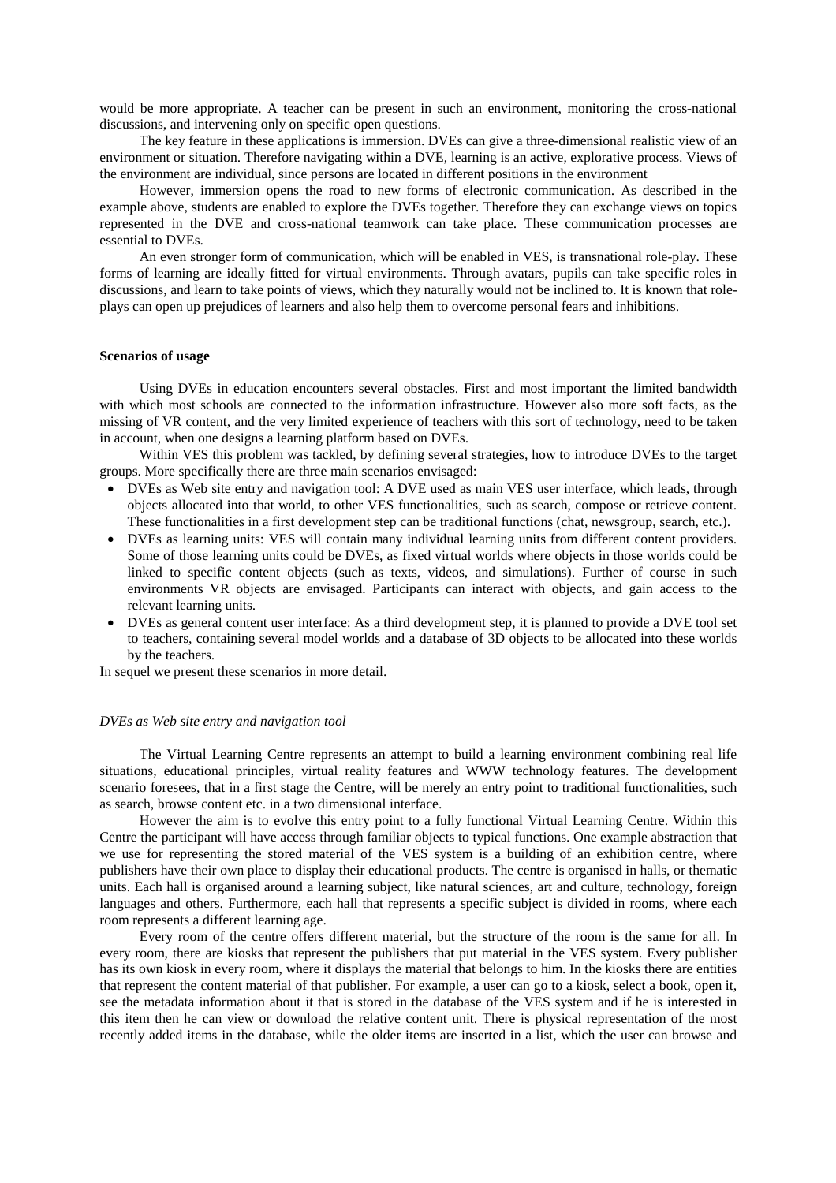would be more appropriate. A teacher can be present in such an environment, monitoring the cross-national discussions, and intervening only on specific open questions.

The key feature in these applications is immersion. DVEs can give a three-dimensional realistic view of an environment or situation. Therefore navigating within a DVE, learning is an active, explorative process. Views of the environment are individual, since persons are located in different positions in the environment

However, immersion opens the road to new forms of electronic communication. As described in the example above, students are enabled to explore the DVEs together. Therefore they can exchange views on topics represented in the DVE and cross-national teamwork can take place. These communication processes are essential to DVEs.

An even stronger form of communication, which will be enabled in VES, is transnational role-play. These forms of learning are ideally fitted for virtual environments. Through avatars, pupils can take specific roles in discussions, and learn to take points of views, which they naturally would not be inclined to. It is known that role-plays can open up prejudices of learners and also help them to overcome personal fears and inhibitions.

**Scenarios of usage**

Using DVEs in education encounters several obstacles. First and most important the limited bandwidth with which most schools are connected to the information infrastructure. However also more soft facts, as the missing of VR content, and the very limited experience of teachers with this sort of technology, need to be taken in account, when one designs a learning platform based on DVEs.

Within VES this problem was tackled, by defining several strategies, how to introduce DVEs to the target groups. More specifically there are three main scenarios envisaged:

- DVEs as Web site entry and navigation tool: A DVE used as main VES user interface, which leads, through objects allocated into that world, to other VES functionalities, such as search, compose or retrieve content. These functionalities in a first development step can be traditional functions (chat, newsgroup, search, etc.).
- DVEs as learning units: VES will contain many individual learning units from different content providers. Some of those learning units could be DVEs, as fixed virtual worlds where objects in those worlds could be linked to specific content objects (such as texts, videos, and simulations). Further of course in such environments VR objects are envisaged. Participants can interact with objects, and gain access to the relevant learning units.
- DVEs as general content user interface: As a third development step, it is planned to provide a DVE tool set to teachers, containing several model worlds and a database of 3D objects to be allocated into these worlds by the teachers.

In sequel we present these scenarios in more detail.

*DVEs as Web site entry and navigation tool*

The Virtual Learning Centre represents an attempt to build a learning environment combining real life situations, educational principles, virtual reality features and WWW technology features. The development scenario foresees, that in a first stage the Centre, will be merely an entry point to traditional functionalities, such as search, browse content etc. in a two dimensional interface.

However the aim is to evolve this entry point to a fully functional Virtual Learning Centre. Within this Centre the participant will have access through familiar objects to typical functions. One example abstraction that we use for representing the stored material of the VES system is a building of an exhibition centre, where publishers have their own place to display their educational products. The centre is organised in halls, or thematic units. Each hall is organised around a learning subject, like natural sciences, art and culture, technology, foreign languages and others. Furthermore, each hall that represents a specific subject is divided in rooms, where each room represents a different learning age.

Every room of the centre offers different material, but the structure of the room is the same for all. In every room, there are kiosks that represent the publishers that put material in the VES system. Every publisher has its own kiosk in every room, where it displays the material that belongs to him. In the kiosks there are entities that represent the content material of that publisher. For example, a user can go to a kiosk, select a book, open it, see the metadata information about it that is stored in the database of the VES system and if he is interested in this item then he can view or download the relative content unit. There is physical representation of the most recently added items in the database, while the older items are inserted in a list, which the user can browse and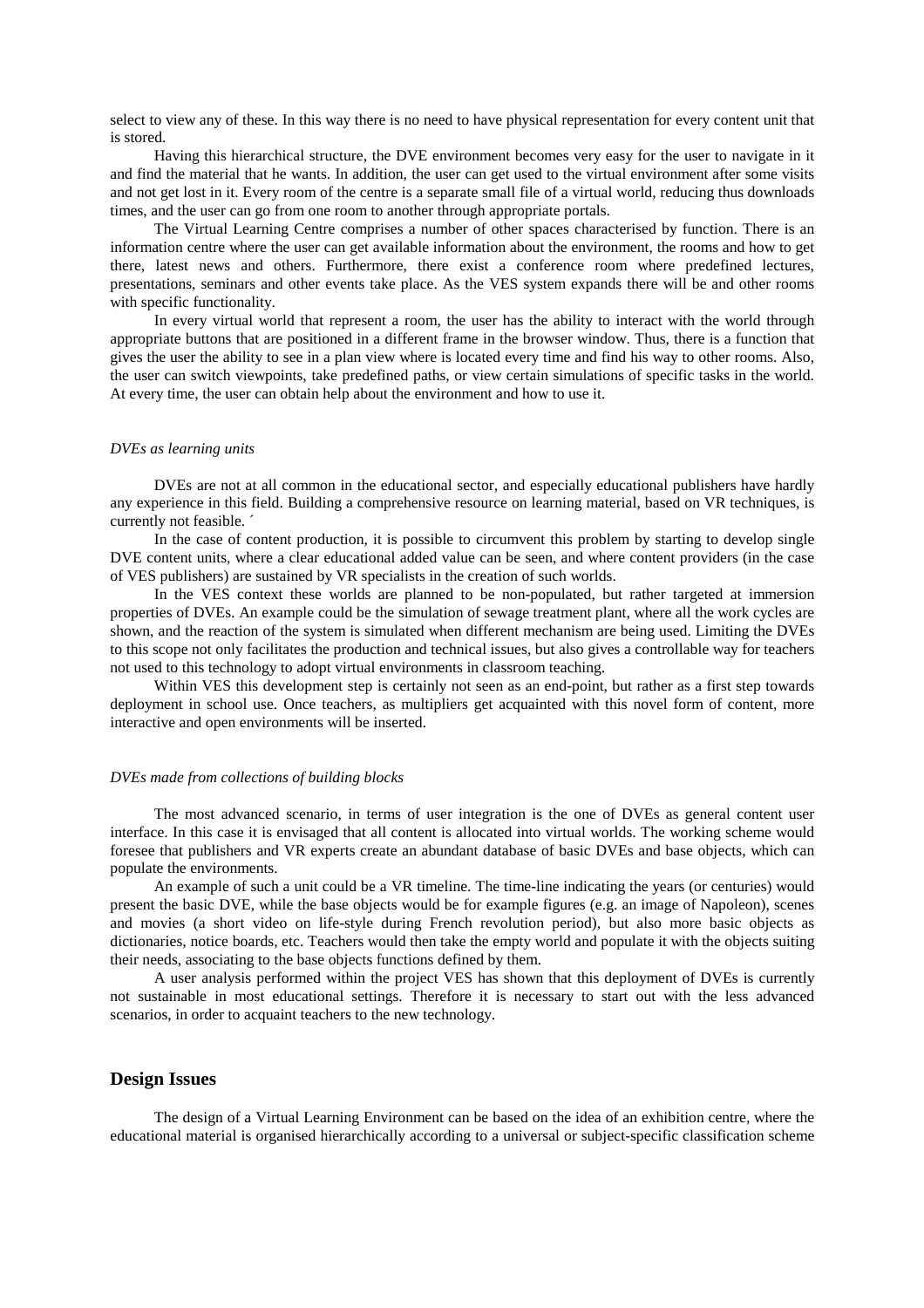select to view any of these. In this way there is no need to have physical representation for every content unit that is stored.

Having this hierarchical structure, the DVE environment becomes very easy for the user to navigate in it and find the material that he wants. In addition, the user can get used to the virtual environment after some visits and not get lost in it. Every room of the centre is a separate small file of a virtual world, reducing thus downloads times, and the user can go from one room to another through appropriate portals.

The Virtual Learning Centre comprises a number of other spaces characterised by function. There is an information centre where the user can get available information about the environment, the rooms and how to get there, latest news and others. Furthermore, there exist a conference room where predefined lectures, presentations, seminars and other events take place. As the VES system expands there will be and other rooms with specific functionality.

In every virtual world that represent a room, the user has the ability to interact with the world through appropriate buttons that are positioned in a different frame in the browser window. Thus, there is a function that gives the user the ability to see in a plan view where is located every time and find his way to other rooms. Also, the user can switch viewpoints, take predefined paths, or view certain simulations of specific tasks in the world. At every time, the user can obtain help about the environment and how to use it.

*DVEs as learning units*

DVEs are not at all common in the educational sector, and especially educational publishers have hardly any experience in this field. Building a comprehensive resource on learning material, based on VR techniques, is currently not feasible. ´

In the case of content production, it is possible to circumvent this problem by starting to develop single DVE content units, where a clear educational added value can be seen, and where content providers (in the case of VES publishers) are sustained by VR specialists in the creation of such worlds.

In the VES context these worlds are planned to be non-populated, but rather targeted at immersion properties of DVEs. An example could be the simulation of sewage treatment plant, where all the work cycles are shown, and the reaction of the system is simulated when different mechanism are being used. Limiting the DVEs to this scope not only facilitates the production and technical issues, but also gives a controllable way for teachers not used to this technology to adopt virtual environments in classroom teaching.

Within VES this development step is certainly not seen as an end-point, but rather as a first step towards deployment in school use. Once teachers, as multipliers get acquainted with this novel form of content, more interactive and open environments will be inserted.

*DVEs made from collections of building blocks*

The most advanced scenario, in terms of user integration is the one of DVEs as general content user interface. In this case it is envisaged that all content is allocated into virtual worlds. The working scheme would foresee that publishers and VR experts create an abundant database of basic DVEs and base objects, which can populate the environments.

An example of such a unit could be a VR timeline. The time-line indicating the years (or centuries) would present the basic DVE, while the base objects would be for example figures (e.g. an image of Napoleon), scenes and movies (a short video on life-style during French revolution period), but also more basic objects as dictionaries, notice boards, etc. Teachers would then take the empty world and populate it with the objects suiting their needs, associating to the base objects functions defined by them.

A user analysis performed within the project VES has shown that this deployment of DVEs is currently not sustainable in most educational settings. Therefore it is necessary to start out with the less advanced scenarios, in order to acquaint teachers to the new technology.

## Design Issues

The design of a Virtual Learning Environment can be based on the idea of an exhibition centre, where the educational material is organised hierarchically according to a universal or subject-specific classification scheme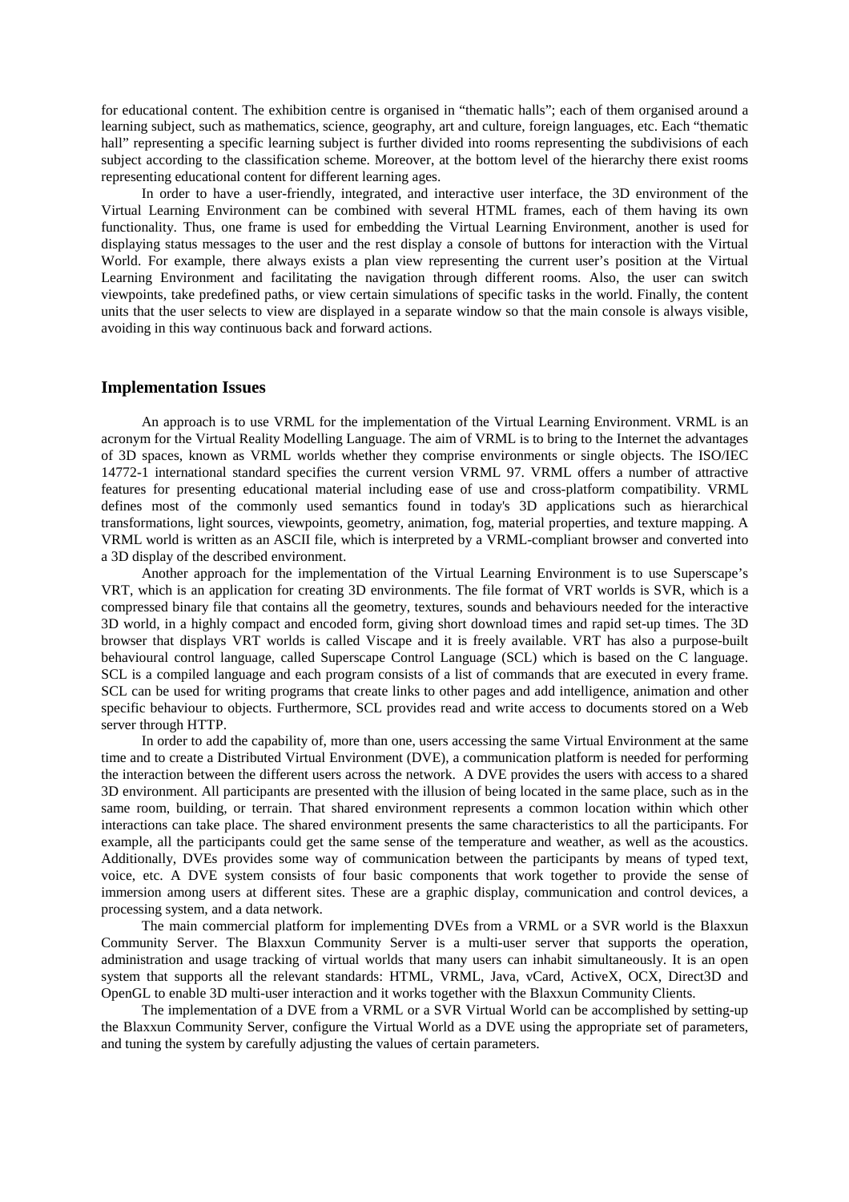for educational content. The exhibition centre is organised in "thematic halls"; each of them organised around a learning subject, such as mathematics, science, geography, art and culture, foreign languages, etc. Each "thematic hall" representing a specific learning subject is further divided into rooms representing the subdivisions of each subject according to the classification scheme. Moreover, at the bottom level of the hierarchy there exist rooms representing educational content for different learning ages.

In order to have a user-friendly, integrated, and interactive user interface, the 3D environment of the Virtual Learning Environment can be combined with several HTML frames, each of them having its own functionality. Thus, one frame is used for embedding the Virtual Learning Environment, another is used for displaying status messages to the user and the rest display a console of buttons for interaction with the Virtual World. For example, there always exists a plan view representing the current user's position at the Virtual Learning Environment and facilitating the navigation through different rooms. Also, the user can switch viewpoints, take predefined paths, or view certain simulations of specific tasks in the world. Finally, the content units that the user selects to view are displayed in a separate window so that the main console is always visible, avoiding in this way continuous back and forward actions.

## Implementation Issues

An approach is to use VRML for the implementation of the Virtual Learning Environment. VRML is an acronym for the Virtual Reality Modelling Language. The aim of VRML is to bring to the Internet the advantages of 3D spaces, known as VRML worlds whether they comprise environments or single objects. The ISO/IEC 14772-1 international standard specifies the current version VRML 97. VRML offers a number of attractive features for presenting educational material including ease of use and cross-platform compatibility. VRML defines most of the commonly used semantics found in today's 3D applications such as hierarchical transformations, light sources, viewpoints, geometry, animation, fog, material properties, and texture mapping. A VRML world is written as an ASCII file, which is interpreted by a VRML-compliant browser and converted into a 3D display of the described environment.

Another approach for the implementation of the Virtual Learning Environment is to use Superscape's VRT, which is an application for creating 3D environments. The file format of VRT worlds is SVR, which is a compressed binary file that contains all the geometry, textures, sounds and behaviours needed for the interactive 3D world, in a highly compact and encoded form, giving short download times and rapid set-up times. The 3D browser that displays VRT worlds is called Viscape and it is freely available. VRT has also a purpose-built behavioural control language, called Superscape Control Language (SCL) which is based on the C language. SCL is a compiled language and each program consists of a list of commands that are executed in every frame. SCL can be used for writing programs that create links to other pages and add intelligence, animation and other specific behaviour to objects. Furthermore, SCL provides read and write access to documents stored on a Web server through HTTP.

In order to add the capability of, more than one, users accessing the same Virtual Environment at the same time and to create a Distributed Virtual Environment (DVE), a communication platform is needed for performing the interaction between the different users across the network. A DVE provides the users with access to a shared 3D environment. All participants are presented with the illusion of being located in the same place, such as in the same room, building, or terrain. That shared environment represents a common location within which other interactions can take place. The shared environment presents the same characteristics to all the participants. For example, all the participants could get the same sense of the temperature and weather, as well as the acoustics. Additionally, DVEs provides some way of communication between the participants by means of typed text, voice, etc. A DVE system consists of four basic components that work together to provide the sense of immersion among users at different sites. These are a graphic display, communication and control devices, a processing system, and a data network.

The main commercial platform for implementing DVEs from a VRML or a SVR world is the Blaxxun Community Server. The Blaxxun Community Server is a multi-user server that supports the operation, administration and usage tracking of virtual worlds that many users can inhabit simultaneously. It is an open system that supports all the relevant standards: HTML, VRML, Java, vCard, ActiveX, OCX, Direct3D and OpenGL to enable 3D multi-user interaction and it works together with the Blaxxun Community Clients.

The implementation of a DVE from a VRML or a SVR Virtual World can be accomplished by setting-up the Blaxxun Community Server, configure the Virtual World as a DVE using the appropriate set of parameters, and tuning the system by carefully adjusting the values of certain parameters.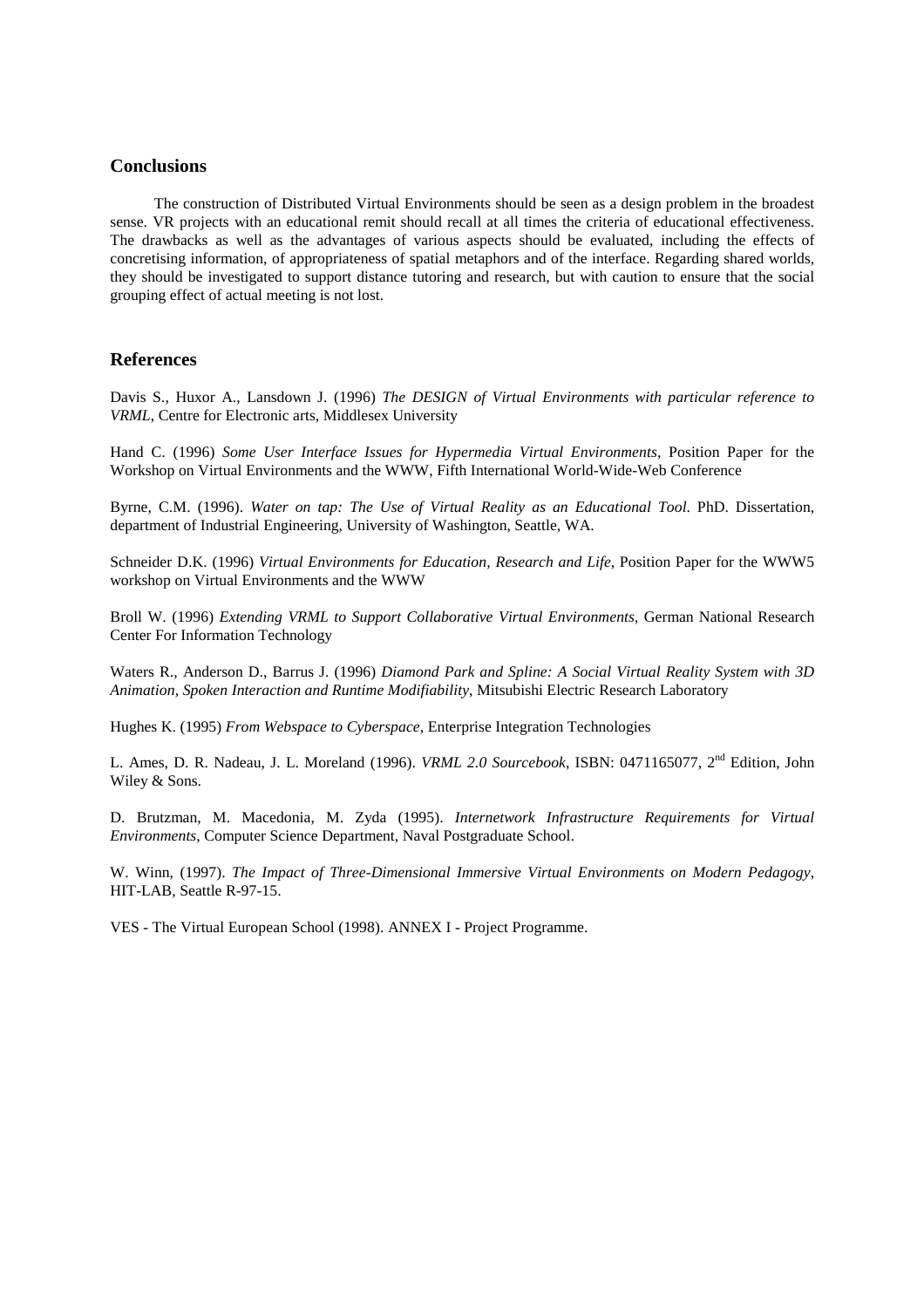## Conclusions

The construction of Distributed Virtual Environments should be seen as a design problem in the broadest sense. VR projects with an educational remit should recall at all times the criteria of educational effectiveness. The drawbacks as well as the advantages of various aspects should be evaluated, including the effects of concretising information, of appropriateness of spatial metaphors and of the interface. Regarding shared worlds, they should be investigated to support distance tutoring and research, but with caution to ensure that the social grouping effect of actual meeting is not lost.

## References

Davis S., Huxor A., Lansdown J. (1996) *The DESIGN of Virtual Environments with particular reference to VRML*, Centre for Electronic arts, Middlesex University

Hand C. (1996) *Some User Interface Issues for Hypermedia Virtual Environments*, Position Paper for the Workshop on Virtual Environments and the WWW, Fifth International World-Wide-Web Conference

Byrne, C.M. (1996). *Water on tap: The Use of Virtual Reality as an Educational Tool.* PhD. Dissertation, department of Industrial Engineering, University of Washington, Seattle, WA.

Schneider D.K. (1996) *Virtual Environments for Education, Research and Life*, Position Paper for the WWW5 workshop on Virtual Environments and the WWW

Broll W. (1996) *Extending VRML to Support Collaborative Virtual Environments*, German National Research Center For Information Technology

Waters R., Anderson D., Barrus J. (1996) *Diamond Park and Spline: A Social Virtual Reality System with 3D Animation, Spoken Interaction and Runtime Modifiability*, Mitsubishi Electric Research Laboratory

Hughes K. (1995) *From Webspace to Cyberspace*, Enterprise Integration Technologies

L. Ames, D. R. Nadeau, J. L. Moreland (1996). *VRML 2.0 Sourcebook*, ISBN: 0471165077, 2nd Edition, John Wiley & Sons.

D. Brutzman, M. Macedonia, M. Zyda (1995). *Internetwork Infrastructure Requirements for Virtual Environments*, Computer Science Department, Naval Postgraduate School.

W. Winn, (1997). *The Impact of Three-Dimensional Immersive Virtual Environments on Modern Pedagogy*, HIT-LAB, Seattle R-97-15.

VES - The Virtual European School (1998). ANNEX I - Project Programme.